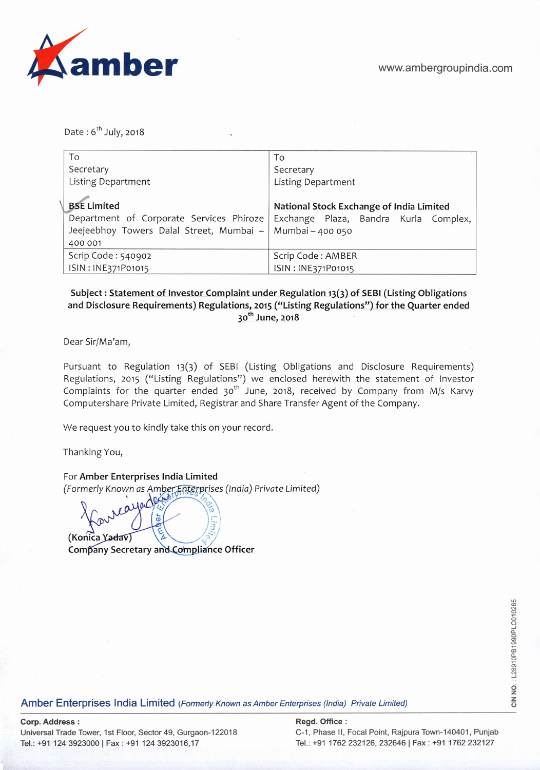www.ambergroupindia.com

Date : 6th July, 2018

| To<br>Secretary<br>Listing Department<br><br>**BSE Limited**<br>Department of Corporate Services Phiroze Jeejeebhoy Towers Dalal Street, Mumbai – 400 001 | To<br>Secretary<br>Listing Department<br><br>**National Stock Exchange of India Limited**<br>Exchange Plaza, Bandra Kurla Complex, Mumbai – 400 050 |
|---|---|
| Scrip Code : 540902<br>ISIN : INE371P01015 | Scrip Code : AMBER<br>ISIN : INE371P01015 |

**Subject : Statement of Investor Complaint under Regulation 13(3) of SEBI (Listing Obligations and Disclosure Requirements) Regulations, 2015 ("Listing Regulations") for the Quarter ended 30th June, 2018**

Dear Sir/Ma'am,

Pursuant to Regulation 13(3) of SEBI (Listing Obligations and Disclosure Requirements) Regulations, 2015 ("Listing Regulations") we enclosed herewith the statement of Investor Complaints for the quarter ended 30th June, 2018, received by Company from M/s Karvy Computershare Private Limited, Registrar and Share Transfer Agent of the Company.

We request you to kindly take this on your record.

Thanking You,

For **Amber Enterprises India Limited**
*(Formerly Known as Amber Enterprises (India) Private Limited)*

**(Konica Yadav)**
**Company Secretary and Compliance Officer**

Amber Enterprises India Limited *(Formerly Known as Amber Enterprises (India) Private Limited)*

CIN NO. : L28910PB1990PLC010265

**Corp. Address :**
Universal Trade Tower, 1st Floor, Sector 49, Gurgaon-122018
Tel.: +91 124 3923000 | Fax : +91 124 3923016,17

**Regd. Office :**
C-1, Phase II, Focal Point, Rajpura Town-140401, Punjab
Tel.: +91 1762 232126, 232646 | Fax : +91 1762 232127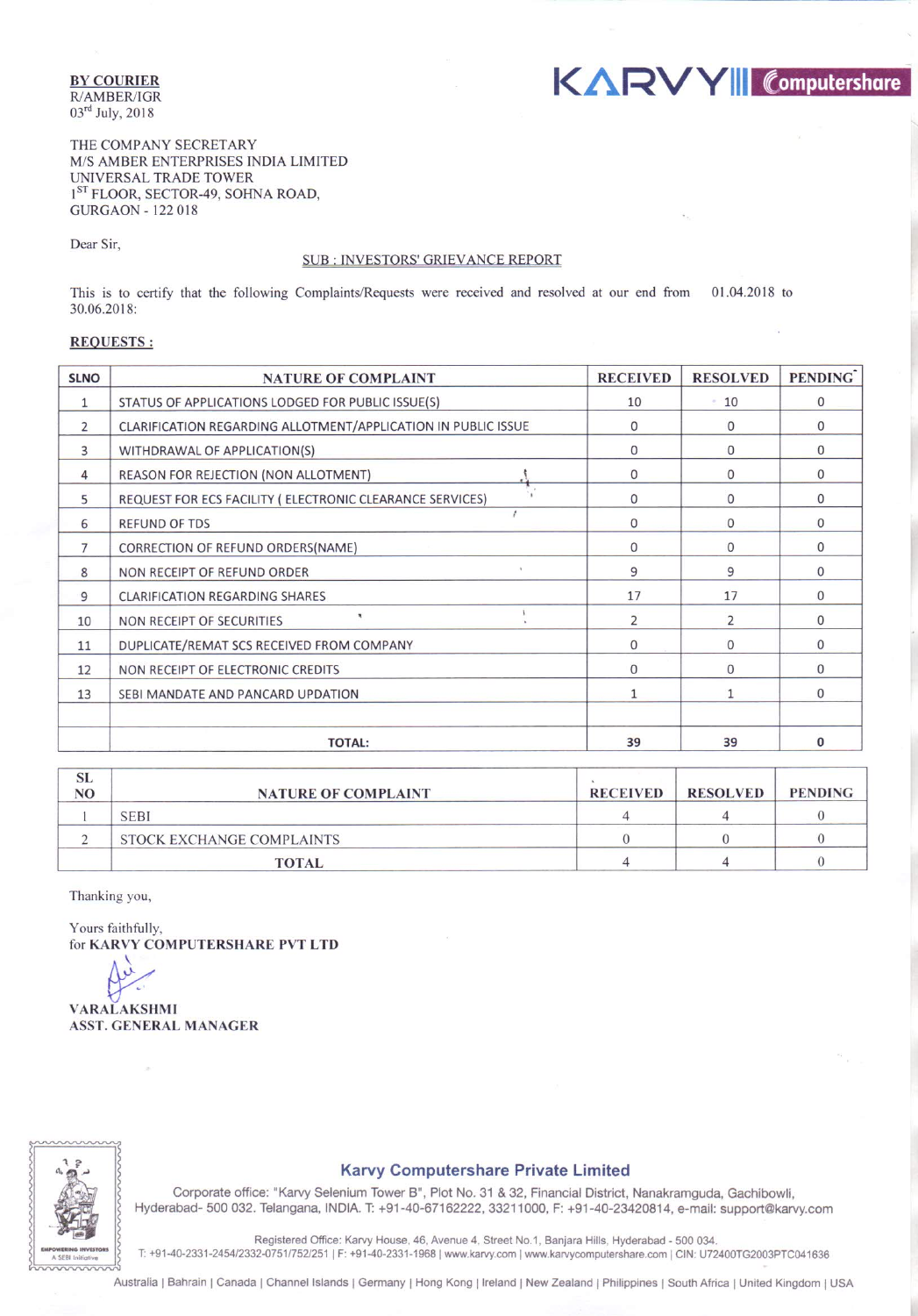**BY COURIER**
R/AMBER/IGR
03rd July, 2018

KARVY Computershare

THE COMPANY SECRETARY
M/S AMBER ENTERPRISES INDIA LIMITED
UNIVERSAL TRADE TOWER
1ST FLOOR, SECTOR-49, SOHNA ROAD,
GURGAON - 122 018

Dear Sir,

SUB : INVESTORS' GRIEVANCE REPORT

This is to certify that the following Complaints/Requests were received and resolved at our end from 01.04.2018 to 30.06.2018:

**REQUESTS :**

| SLNO | NATURE OF COMPLAINT | RECEIVED | RESOLVED | PENDING |
|---|---|---|---|---|
| 1 | STATUS OF APPLICATIONS LODGED FOR PUBLIC ISSUE(S) | 10 | 10 | 0 |
| 2 | CLARIFICATION REGARDING ALLOTMENT/APPLICATION IN PUBLIC ISSUE | 0 | 0 | 0 |
| 3 | WITHDRAWAL OF APPLICATION(S) | 0 | 0 | 0 |
| 4 | REASON FOR REJECTION (NON ALLOTMENT) | 0 | 0 | 0 |
| 5 | REQUEST FOR ECS FACILITY ( ELECTRONIC CLEARANCE SERVICES) | 0 | 0 | 0 |
| 6 | REFUND OF TDS | 0 | 0 | 0 |
| 7 | CORRECTION OF REFUND ORDERS(NAME) | 0 | 0 | 0 |
| 8 | NON RECEIPT OF REFUND ORDER | 9 | 9 | 0 |
| 9 | CLARIFICATION REGARDING SHARES | 17 | 17 | 0 |
| 10 | NON RECEIPT OF SECURITIES | 2 | 2 | 0 |
| 11 | DUPLICATE/REMAT SCS RECEIVED FROM COMPANY | 0 | 0 | 0 |
| 12 | NON RECEIPT OF ELECTRONIC CREDITS | 0 | 0 | 0 |
| 13 | SEBI MANDATE AND PANCARD UPDATION | 1 | 1 | 0 |
| | | | | |
| | TOTAL: | 39 | 39 | 0 |

| SL NO | NATURE OF COMPLAINT | RECEIVED | RESOLVED | PENDING |
|---|---|---|---|---|
| 1 | SEBI | 4 | 4 | 0 |
| 2 | STOCK EXCHANGE COMPLAINTS | 0 | 0 | 0 |
| | TOTAL | 4 | 4 | 0 |

Thanking you,

Yours faithfully,
for **KARVY COMPUTERSHARE PVT LTD**

**VARALAKSHMI**
**ASST. GENERAL MANAGER**

**Karvy Computershare Private Limited**

Corporate office: "Karvy Selenium Tower B", Plot No. 31 & 32, Financial District, Nanakramguda, Gachibowli, Hyderabad- 500 032. Telangana, INDIA. T: +91-40-67162222, 33211000, F: +91-40-23420814, e-mail: support@karvy.com

Registered Office: Karvy House, 46, Avenue 4, Street No.1, Banjara Hills, Hyderabad - 500 034.
T: +91-40-2331-2454/2332-0751/752/251 | F: +91-40-2331-1968 | www.karvy.com | www.karvycomputershare.com | CIN: U72400TG2003PTC041636

Australia | Bahrain | Canada | Channel Islands | Germany | Hong Kong | Ireland | New Zealand | Philippines | South Africa | United Kingdom | USA